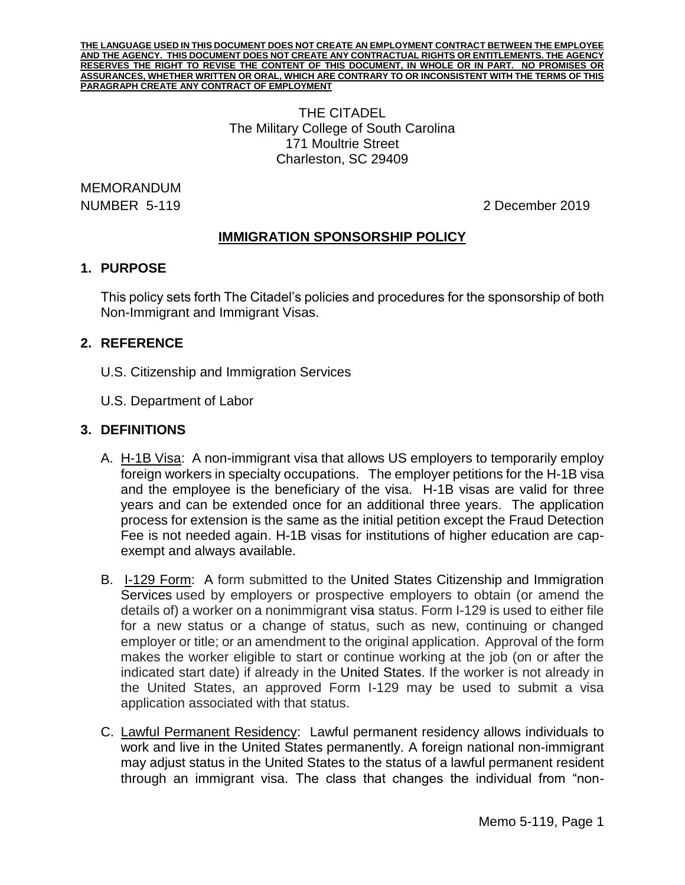**THE LANGUAGE USED IN THIS DOCUMENT DOES NOT CREATE AN EMPLOYMENT CONTRACT BETWEEN THE EMPLOYEE AND THE AGENCY. THIS DOCUMENT DOES NOT CREATE ANY CONTRACTUAL RIGHTS OR ENTITLEMENTS. THE AGENCY RESERVES THE RIGHT TO REVISE THE CONTENT OF THIS DOCUMENT, IN WHOLE OR IN PART. NO PROMISES OR ASSURANCES, WHETHER WRITTEN OR ORAL, WHICH ARE CONTRARY TO OR INCONSISTENT WITH THE TERMS OF THIS PARAGRAPH CREATE ANY CONTRACT OF EMPLOYMENT**

THE CITADEL
The Military College of South Carolina
171 Moultrie Street
Charleston, SC 29409

MEMORANDUM
NUMBER 5-119 — 2 December 2019

# IMMIGRATION SPONSORSHIP POLICY

## 1. PURPOSE

This policy sets forth The Citadel's policies and procedures for the sponsorship of both Non-Immigrant and Immigrant Visas.

## 2. REFERENCE

U.S. Citizenship and Immigration Services

U.S. Department of Labor

## 3. DEFINITIONS

A. H-1B Visa: A non-immigrant visa that allows US employers to temporarily employ foreign workers in specialty occupations. The employer petitions for the H-1B visa and the employee is the beneficiary of the visa. H-1B visas are valid for three years and can be extended once for an additional three years. The application process for extension is the same as the initial petition except the Fraud Detection Fee is not needed again. H-1B visas for institutions of higher education are cap-exempt and always available.

B. I-129 Form: A form submitted to the United States Citizenship and Immigration Services used by employers or prospective employers to obtain (or amend the details of) a worker on a nonimmigrant visa status. Form I-129 is used to either file for a new status or a change of status, such as new, continuing or changed employer or title; or an amendment to the original application. Approval of the form makes the worker eligible to start or continue working at the job (on or after the indicated start date) if already in the United States. If the worker is not already in the United States, an approved Form I-129 may be used to submit a visa application associated with that status.

C. Lawful Permanent Residency: Lawful permanent residency allows individuals to work and live in the United States permanently. A foreign national non-immigrant may adjust status in the United States to the status of a lawful permanent resident through an immigrant visa. The class that changes the individual from "non-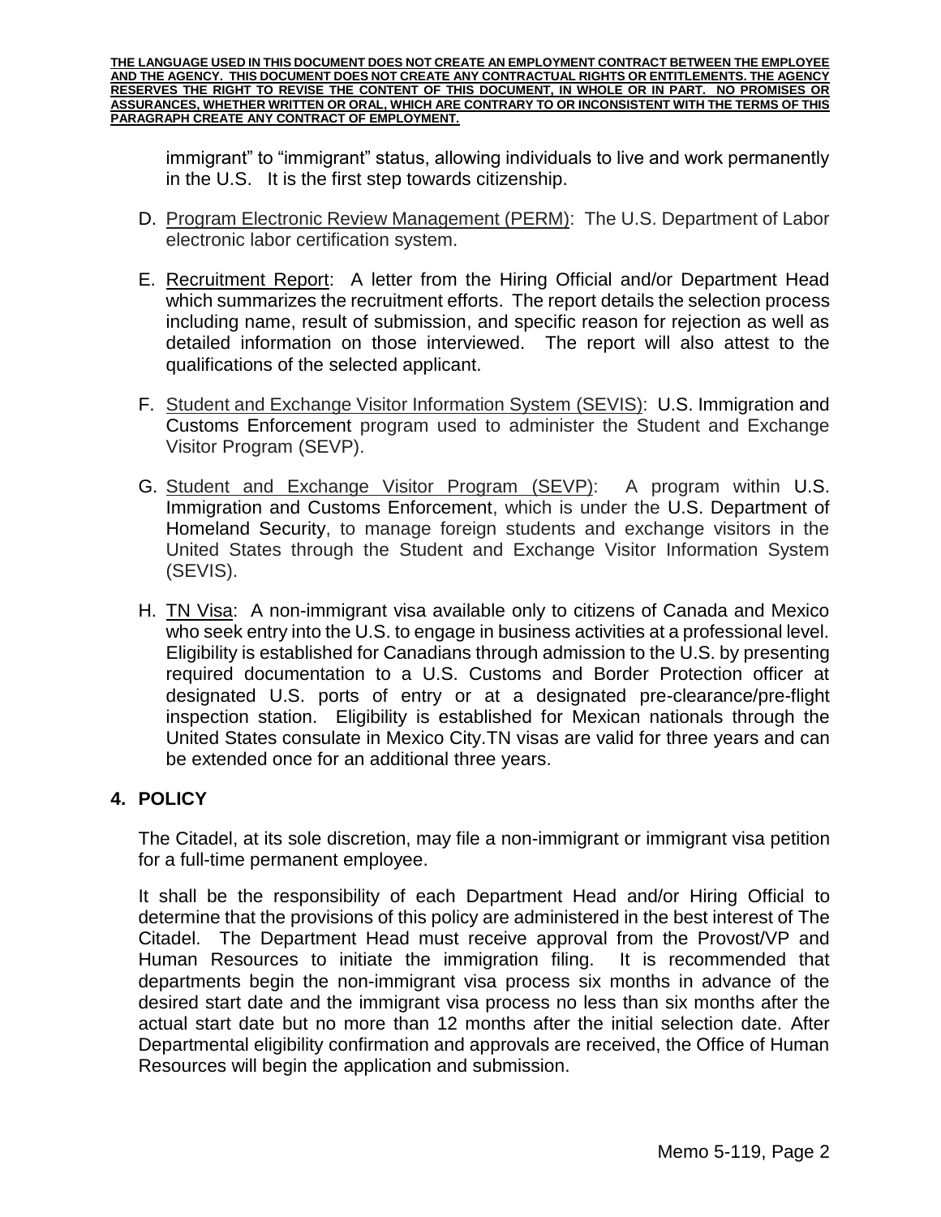**THE LANGUAGE USED IN THIS DOCUMENT DOES NOT CREATE AN EMPLOYMENT CONTRACT BETWEEN THE EMPLOYEE AND THE AGENCY. THIS DOCUMENT DOES NOT CREATE ANY CONTRACTUAL RIGHTS OR ENTITLEMENTS. THE AGENCY RESERVES THE RIGHT TO REVISE THE CONTENT OF THIS DOCUMENT, IN WHOLE OR IN PART. NO PROMISES OR ASSURANCES, WHETHER WRITTEN OR ORAL, WHICH ARE CONTRARY TO OR INCONSISTENT WITH THE TERMS OF THIS PARAGRAPH CREATE ANY CONTRACT OF EMPLOYMENT.**

immigrant" to "immigrant" status, allowing individuals to live and work permanently in the U.S. It is the first step towards citizenship.

D. Program Electronic Review Management (PERM): The U.S. Department of Labor electronic labor certification system.

E. Recruitment Report: A letter from the Hiring Official and/or Department Head which summarizes the recruitment efforts. The report details the selection process including name, result of submission, and specific reason for rejection as well as detailed information on those interviewed. The report will also attest to the qualifications of the selected applicant.

F. Student and Exchange Visitor Information System (SEVIS): U.S. Immigration and Customs Enforcement program used to administer the Student and Exchange Visitor Program (SEVP).

G. Student and Exchange Visitor Program (SEVP): A program within U.S. Immigration and Customs Enforcement, which is under the U.S. Department of Homeland Security, to manage foreign students and exchange visitors in the United States through the Student and Exchange Visitor Information System (SEVIS).

H. TN Visa: A non-immigrant visa available only to citizens of Canada and Mexico who seek entry into the U.S. to engage in business activities at a professional level. Eligibility is established for Canadians through admission to the U.S. by presenting required documentation to a U.S. Customs and Border Protection officer at designated U.S. ports of entry or at a designated pre-clearance/pre-flight inspection station. Eligibility is established for Mexican nationals through the United States consulate in Mexico City.TN visas are valid for three years and can be extended once for an additional three years.

## 4. POLICY

The Citadel, at its sole discretion, may file a non-immigrant or immigrant visa petition for a full-time permanent employee.

It shall be the responsibility of each Department Head and/or Hiring Official to determine that the provisions of this policy are administered in the best interest of The Citadel. The Department Head must receive approval from the Provost/VP and Human Resources to initiate the immigration filing. It is recommended that departments begin the non-immigrant visa process six months in advance of the desired start date and the immigrant visa process no less than six months after the actual start date but no more than 12 months after the initial selection date. After Departmental eligibility confirmation and approvals are received, the Office of Human Resources will begin the application and submission.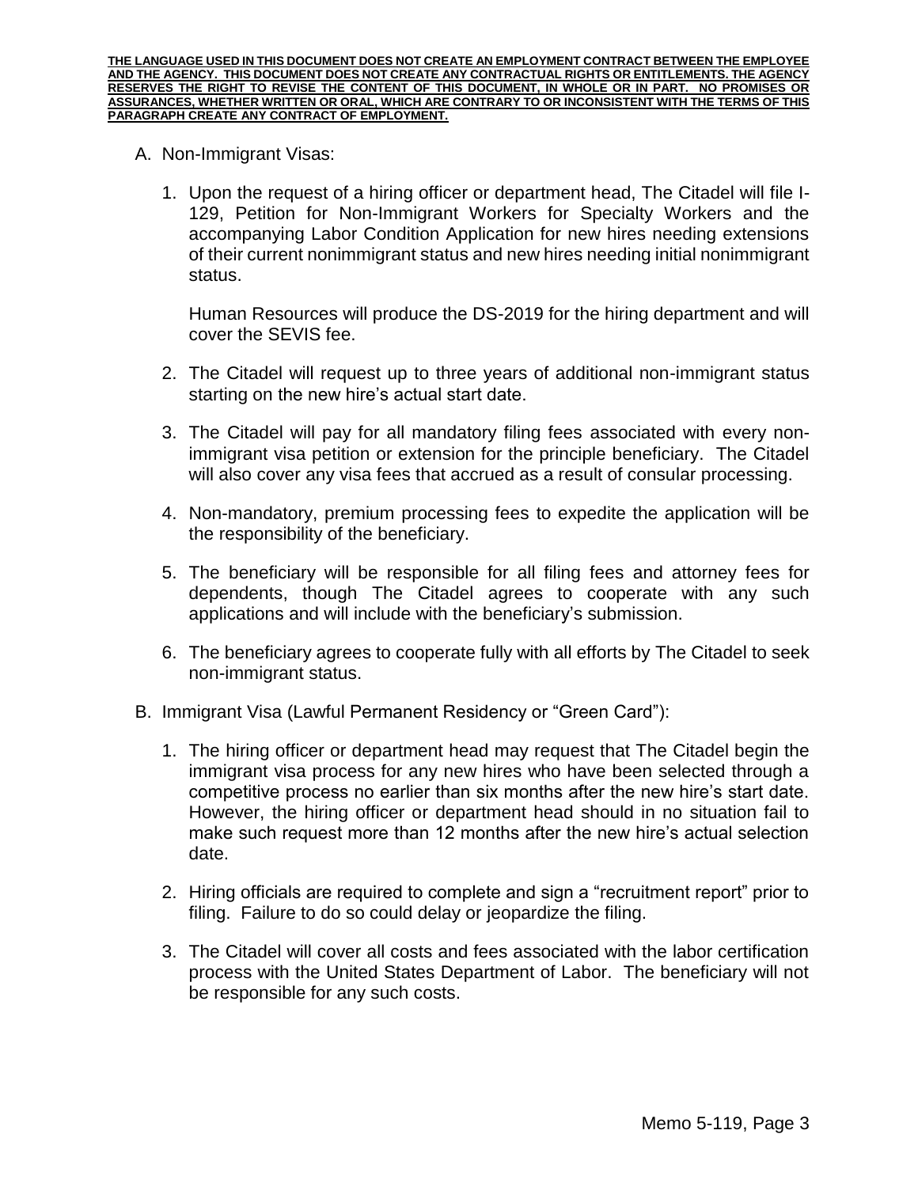**THE LANGUAGE USED IN THIS DOCUMENT DOES NOT CREATE AN EMPLOYMENT CONTRACT BETWEEN THE EMPLOYEE AND THE AGENCY. THIS DOCUMENT DOES NOT CREATE ANY CONTRACTUAL RIGHTS OR ENTITLEMENTS. THE AGENCY RESERVES THE RIGHT TO REVISE THE CONTENT OF THIS DOCUMENT, IN WHOLE OR IN PART. NO PROMISES OR ASSURANCES, WHETHER WRITTEN OR ORAL, WHICH ARE CONTRARY TO OR INCONSISTENT WITH THE TERMS OF THIS PARAGRAPH CREATE ANY CONTRACT OF EMPLOYMENT.**

A. Non-Immigrant Visas:

1. Upon the request of a hiring officer or department head, The Citadel will file I-129, Petition for Non-Immigrant Workers for Specialty Workers and the accompanying Labor Condition Application for new hires needing extensions of their current nonimmigrant status and new hires needing initial nonimmigrant status.

   Human Resources will produce the DS-2019 for the hiring department and will cover the SEVIS fee.

2. The Citadel will request up to three years of additional non-immigrant status starting on the new hire's actual start date.

3. The Citadel will pay for all mandatory filing fees associated with every non-immigrant visa petition or extension for the principle beneficiary. The Citadel will also cover any visa fees that accrued as a result of consular processing.

4. Non-mandatory, premium processing fees to expedite the application will be the responsibility of the beneficiary.

5. The beneficiary will be responsible for all filing fees and attorney fees for dependents, though The Citadel agrees to cooperate with any such applications and will include with the beneficiary's submission.

6. The beneficiary agrees to cooperate fully with all efforts by The Citadel to seek non-immigrant status.

B. Immigrant Visa (Lawful Permanent Residency or "Green Card"):

1. The hiring officer or department head may request that The Citadel begin the immigrant visa process for any new hires who have been selected through a competitive process no earlier than six months after the new hire's start date. However, the hiring officer or department head should in no situation fail to make such request more than 12 months after the new hire's actual selection date.

2. Hiring officials are required to complete and sign a "recruitment report" prior to filing. Failure to do so could delay or jeopardize the filing.

3. The Citadel will cover all costs and fees associated with the labor certification process with the United States Department of Labor. The beneficiary will not be responsible for any such costs.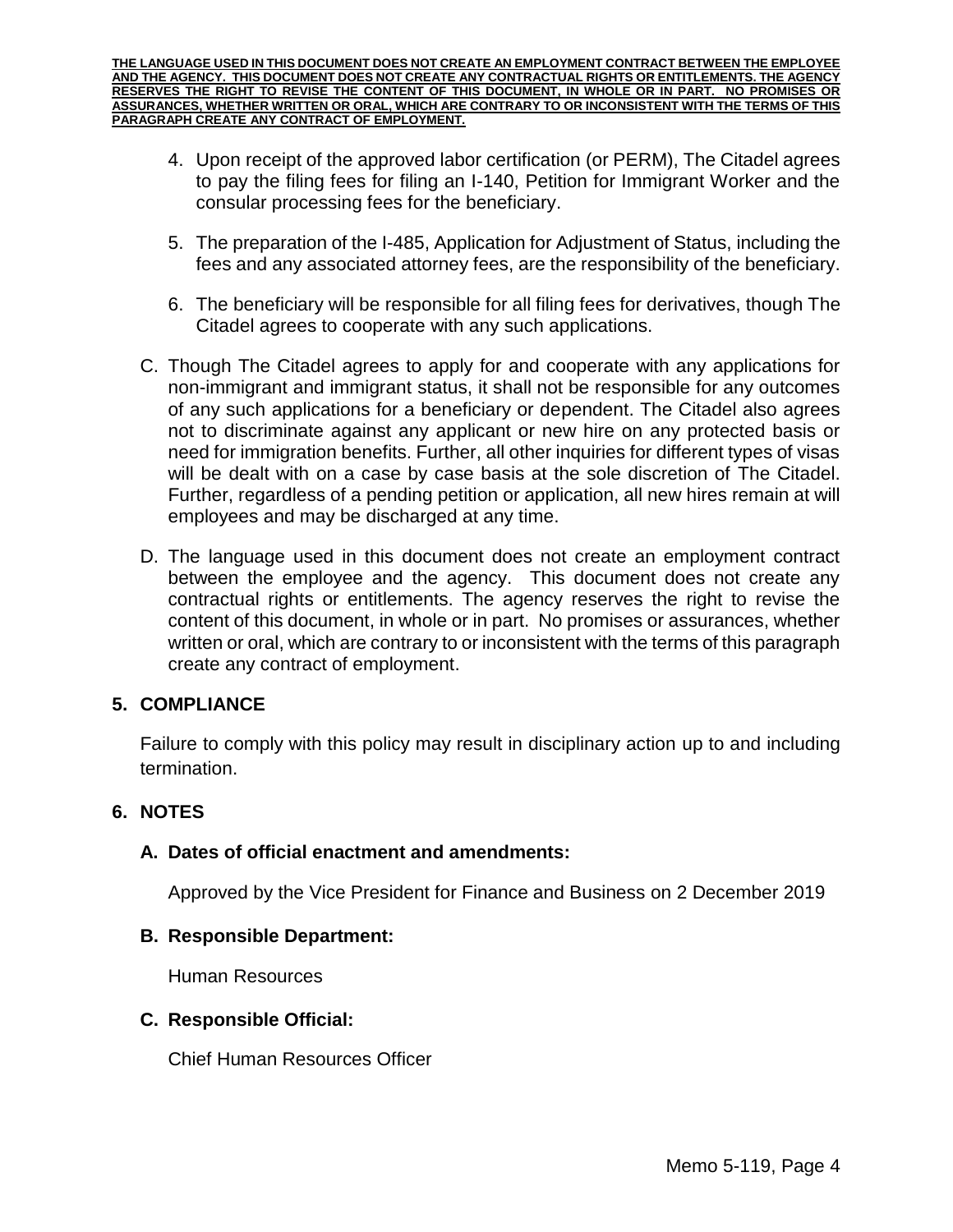4. Upon receipt of the approved labor certification (or PERM), The Citadel agrees to pay the filing fees for filing an I-140, Petition for Immigrant Worker and the consular processing fees for the beneficiary.

5. The preparation of the I-485, Application for Adjustment of Status, including the fees and any associated attorney fees, are the responsibility of the beneficiary.

6. The beneficiary will be responsible for all filing fees for derivatives, though The Citadel agrees to cooperate with any such applications.

C. Though The Citadel agrees to apply for and cooperate with any applications for non-immigrant and immigrant status, it shall not be responsible for any outcomes of any such applications for a beneficiary or dependent. The Citadel also agrees not to discriminate against any applicant or new hire on any protected basis or need for immigration benefits. Further, all other inquiries for different types of visas will be dealt with on a case by case basis at the sole discretion of The Citadel. Further, regardless of a pending petition or application, all new hires remain at will employees and may be discharged at any time.

D. The language used in this document does not create an employment contract between the employee and the agency. This document does not create any contractual rights or entitlements. The agency reserves the right to revise the content of this document, in whole or in part. No promises or assurances, whether written or oral, which are contrary to or inconsistent with the terms of this paragraph create any contract of employment.

## 5. COMPLIANCE

Failure to comply with this policy may result in disciplinary action up to and including termination.

## 6. NOTES

### A. Dates of official enactment and amendments:

Approved by the Vice President for Finance and Business on 2 December 2019

### B. Responsible Department:

Human Resources

### C. Responsible Official:

Chief Human Resources Officer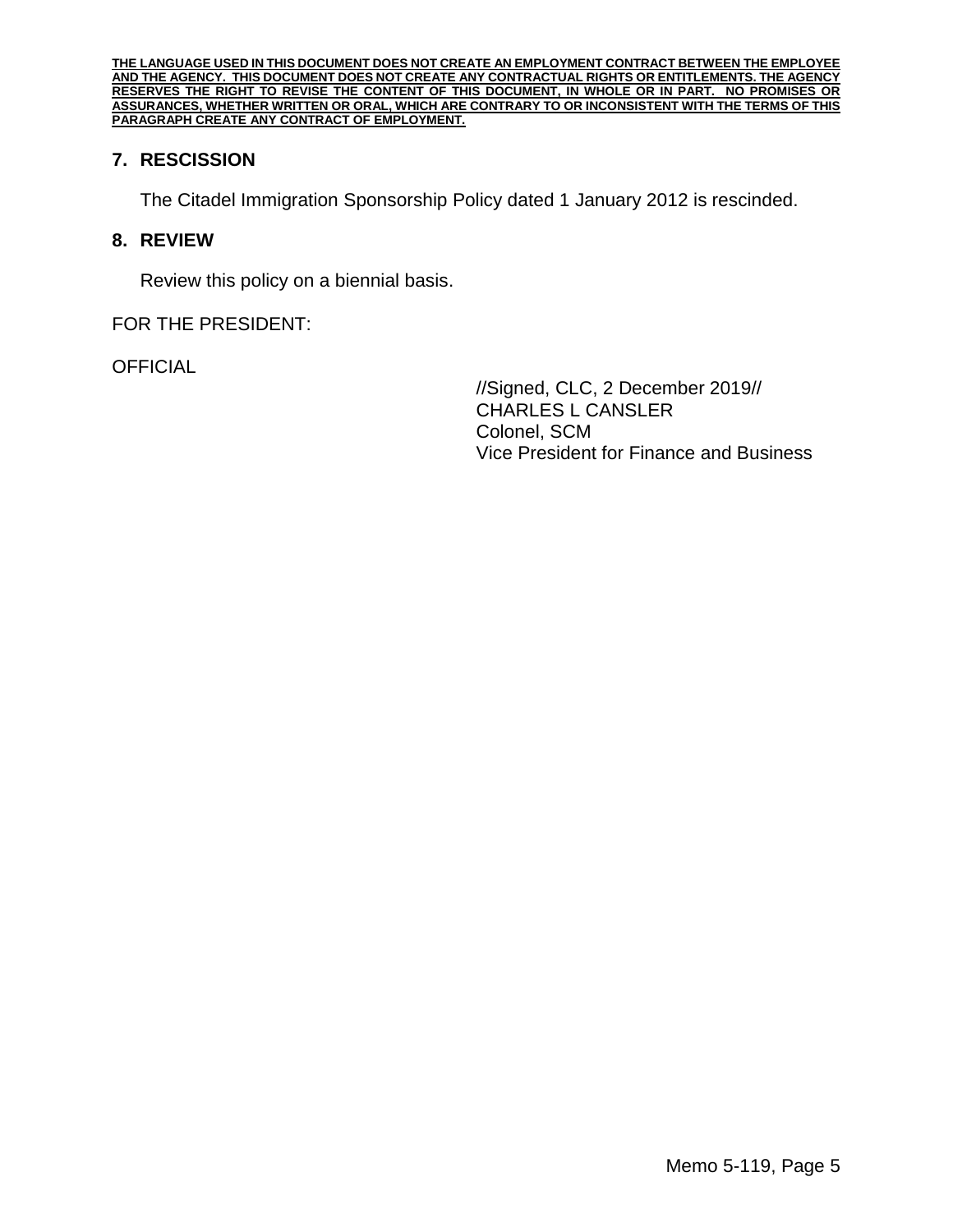**THE LANGUAGE USED IN THIS DOCUMENT DOES NOT CREATE AN EMPLOYMENT CONTRACT BETWEEN THE EMPLOYEE AND THE AGENCY. THIS DOCUMENT DOES NOT CREATE ANY CONTRACTUAL RIGHTS OR ENTITLEMENTS. THE AGENCY RESERVES THE RIGHT TO REVISE THE CONTENT OF THIS DOCUMENT, IN WHOLE OR IN PART. NO PROMISES OR ASSURANCES, WHETHER WRITTEN OR ORAL, WHICH ARE CONTRARY TO OR INCONSISTENT WITH THE TERMS OF THIS PARAGRAPH CREATE ANY CONTRACT OF EMPLOYMENT.**

## 7. RESCISSION

The Citadel Immigration Sponsorship Policy dated 1 January 2012 is rescinded.

## 8. REVIEW

Review this policy on a biennial basis.

FOR THE PRESIDENT:

OFFICIAL

//Signed, CLC, 2 December 2019//
CHARLES L CANSLER
Colonel, SCM
Vice President for Finance and Business